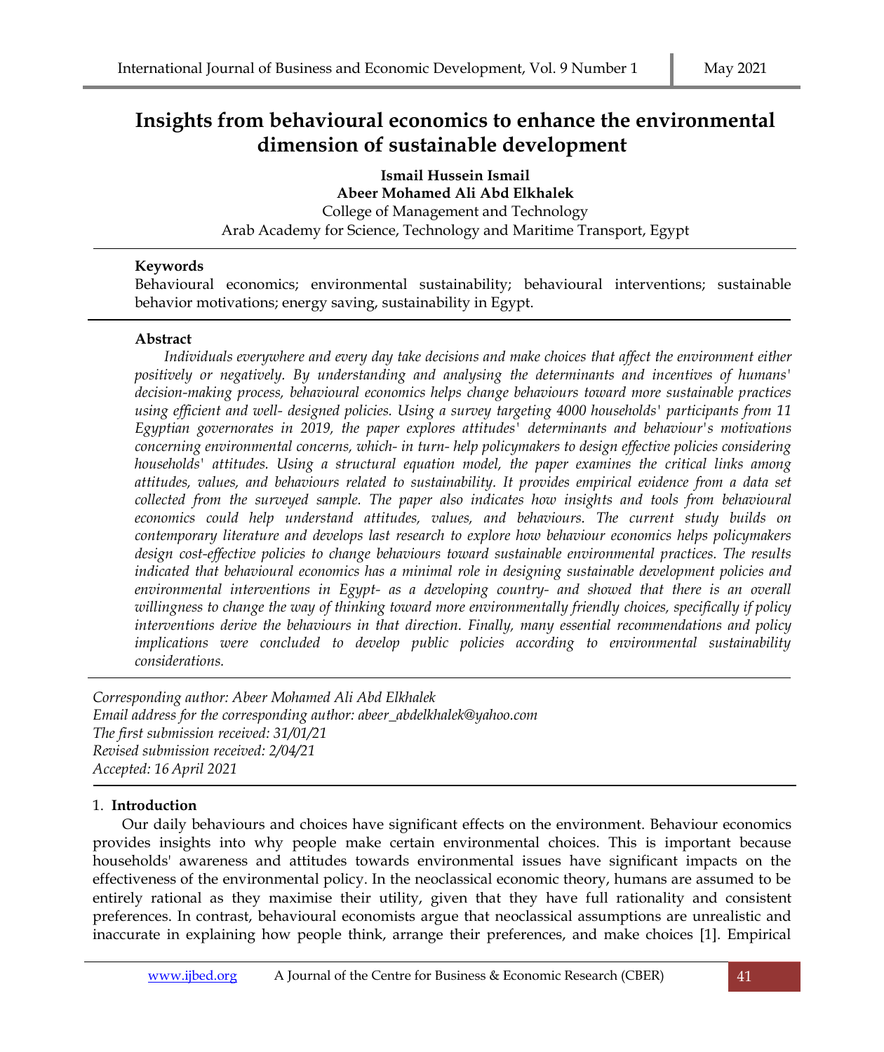# Insights from behavioural economics to enhance the environmental dimension of sustainable development

**Ismail Hussein Ismail**
**Abeer Mohamed Ali Abd Elkhalek**
College of Management and Technology
Arab Academy for Science, Technology and Maritime Transport, Egypt

**Keywords**

Behavioural economics; environmental sustainability; behavioural interventions; sustainable behavior motivations; energy saving, sustainability in Egypt.

**Abstract**

*Individuals everywhere and every day take decisions and make choices that affect the environment either positively or negatively. By understanding and analysing the determinants and incentives of humans' decision-making process, behavioural economics helps change behaviours toward more sustainable practices using efficient and well- designed policies. Using a survey targeting 4000 households' participants from 11 Egyptian governorates in 2019, the paper explores attitudes' determinants and behaviour's motivations concerning environmental concerns, which- in turn- help policymakers to design effective policies considering households' attitudes. Using a structural equation model, the paper examines the critical links among attitudes, values, and behaviours related to sustainability. It provides empirical evidence from a data set collected from the surveyed sample. The paper also indicates how insights and tools from behavioural economics could help understand attitudes, values, and behaviours. The current study builds on contemporary literature and develops last research to explore how behaviour economics helps policymakers design cost-effective policies to change behaviours toward sustainable environmental practices. The results indicated that behavioural economics has a minimal role in designing sustainable development policies and environmental interventions in Egypt- as a developing country- and showed that there is an overall willingness to change the way of thinking toward more environmentally friendly choices, specifically if policy interventions derive the behaviours in that direction. Finally, many essential recommendations and policy implications were concluded to develop public policies according to environmental sustainability considerations.*

*Corresponding author: Abeer Mohamed Ali Abd Elkhalek*
*Email address for the corresponding author: abeer_abdelkhalek@yahoo.com*
*The first submission received: 31/01/21*
*Revised submission received: 2/04/21*
*Accepted: 16 April 2021*

## 1. Introduction

Our daily behaviours and choices have significant effects on the environment. Behaviour economics provides insights into why people make certain environmental choices. This is important because households' awareness and attitudes towards environmental issues have significant impacts on the effectiveness of the environmental policy. In the neoclassical economic theory, humans are assumed to be entirely rational as they maximise their utility, given that they have full rationality and consistent preferences. In contrast, behavioural economists argue that neoclassical assumptions are unrealistic and inaccurate in explaining how people think, arrange their preferences, and make choices [1]. Empirical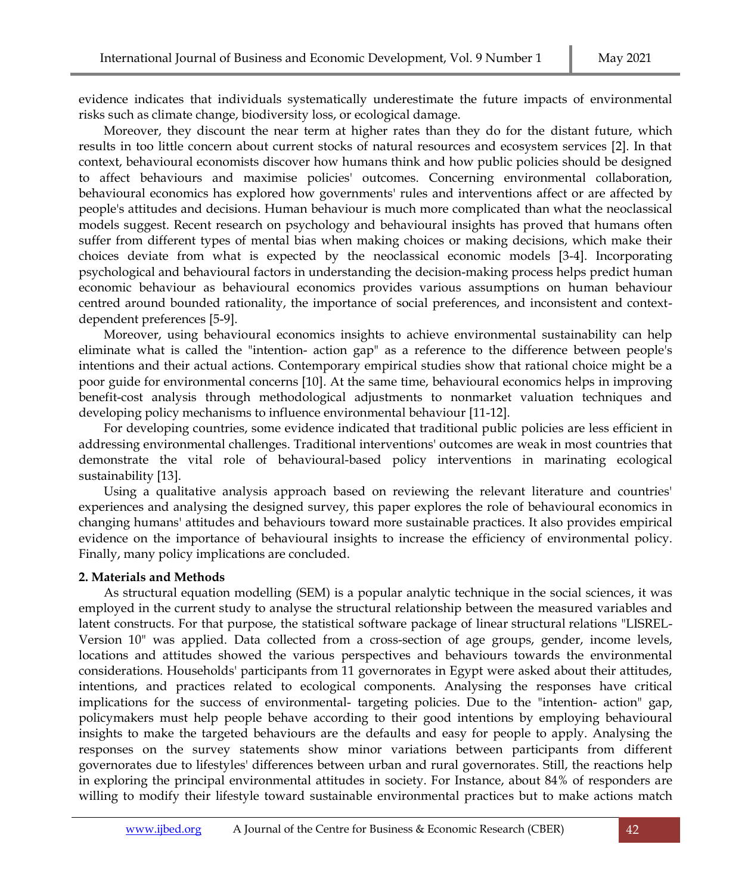evidence indicates that individuals systematically underestimate the future impacts of environmental risks such as climate change, biodiversity loss, or ecological damage.

Moreover, they discount the near term at higher rates than they do for the distant future, which results in too little concern about current stocks of natural resources and ecosystem services [2]. In that context, behavioural economists discover how humans think and how public policies should be designed to affect behaviours and maximise policies' outcomes. Concerning environmental collaboration, behavioural economics has explored how governments' rules and interventions affect or are affected by people's attitudes and decisions. Human behaviour is much more complicated than what the neoclassical models suggest. Recent research on psychology and behavioural insights has proved that humans often suffer from different types of mental bias when making choices or making decisions, which make their choices deviate from what is expected by the neoclassical economic models [3-4]. Incorporating psychological and behavioural factors in understanding the decision-making process helps predict human economic behaviour as behavioural economics provides various assumptions on human behaviour centred around bounded rationality, the importance of social preferences, and inconsistent and context-dependent preferences [5-9].

Moreover, using behavioural economics insights to achieve environmental sustainability can help eliminate what is called the "intention- action gap" as a reference to the difference between people's intentions and their actual actions. Contemporary empirical studies show that rational choice might be a poor guide for environmental concerns [10]. At the same time, behavioural economics helps in improving benefit-cost analysis through methodological adjustments to nonmarket valuation techniques and developing policy mechanisms to influence environmental behaviour [11-12].

For developing countries, some evidence indicated that traditional public policies are less efficient in addressing environmental challenges. Traditional interventions' outcomes are weak in most countries that demonstrate the vital role of behavioural-based policy interventions in marinating ecological sustainability [13].

Using a qualitative analysis approach based on reviewing the relevant literature and countries' experiences and analysing the designed survey, this paper explores the role of behavioural economics in changing humans' attitudes and behaviours toward more sustainable practices. It also provides empirical evidence on the importance of behavioural insights to increase the efficiency of environmental policy. Finally, many policy implications are concluded.

## 2. Materials and Methods

As structural equation modelling (SEM) is a popular analytic technique in the social sciences, it was employed in the current study to analyse the structural relationship between the measured variables and latent constructs. For that purpose, the statistical software package of linear structural relations "LISREL-Version 10" was applied. Data collected from a cross-section of age groups, gender, income levels, locations and attitudes showed the various perspectives and behaviours towards the environmental considerations. Households' participants from 11 governorates in Egypt were asked about their attitudes, intentions, and practices related to ecological components. Analysing the responses have critical implications for the success of environmental- targeting policies. Due to the "intention- action" gap, policymakers must help people behave according to their good intentions by employing behavioural insights to make the targeted behaviours are the defaults and easy for people to apply. Analysing the responses on the survey statements show minor variations between participants from different governorates due to lifestyles' differences between urban and rural governorates. Still, the reactions help in exploring the principal environmental attitudes in society. For Instance, about 84% of responders are willing to modify their lifestyle toward sustainable environmental practices but to make actions match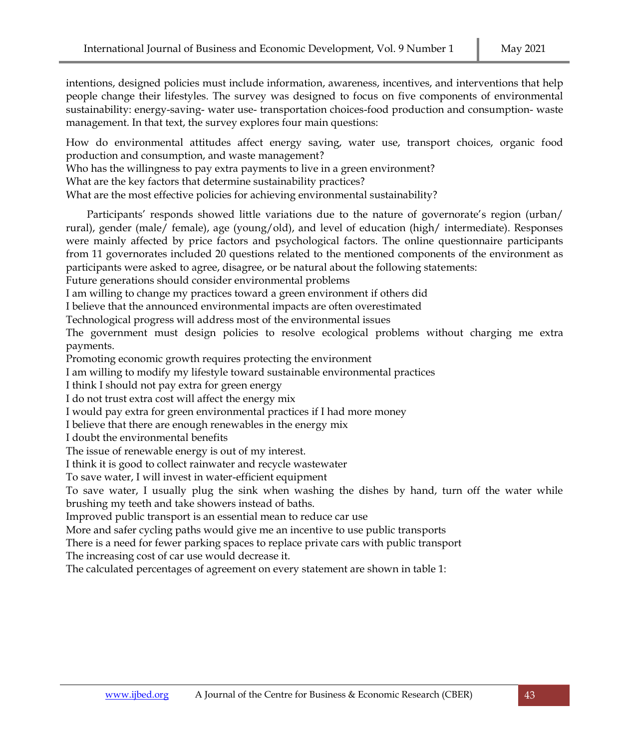intentions, designed policies must include information, awareness, incentives, and interventions that help people change their lifestyles. The survey was designed to focus on five components of environmental sustainability: energy-saving- water use- transportation choices-food production and consumption- waste management. In that text, the survey explores four main questions:

How do environmental attitudes affect energy saving, water use, transport choices, organic food production and consumption, and waste management?
Who has the willingness to pay extra payments to live in a green environment?
What are the key factors that determine sustainability practices?
What are the most effective policies for achieving environmental sustainability?

Participants' responds showed little variations due to the nature of governorate's region (urban/ rural), gender (male/ female), age (young/old), and level of education (high/ intermediate). Responses were mainly affected by price factors and psychological factors. The online questionnaire participants from 11 governorates included 20 questions related to the mentioned components of the environment as participants were asked to agree, disagree, or be natural about the following statements:
Future generations should consider environmental problems
I am willing to change my practices toward a green environment if others did
I believe that the announced environmental impacts are often overestimated
Technological progress will address most of the environmental issues
The government must design policies to resolve ecological problems without charging me extra payments.
Promoting economic growth requires protecting the environment
I am willing to modify my lifestyle toward sustainable environmental practices
I think I should not pay extra for green energy
I do not trust extra cost will affect the energy mix
I would pay extra for green environmental practices if I had more money
I believe that there are enough renewables in the energy mix
I doubt the environmental benefits
The issue of renewable energy is out of my interest.
I think it is good to collect rainwater and recycle wastewater
To save water, I will invest in water-efficient equipment
To save water, I usually plug the sink when washing the dishes by hand, turn off the water while brushing my teeth and take showers instead of baths.
Improved public transport is an essential mean to reduce car use
More and safer cycling paths would give me an incentive to use public transports
There is a need for fewer parking spaces to replace private cars with public transport
The increasing cost of car use would decrease it.
The calculated percentages of agreement on every statement are shown in table 1: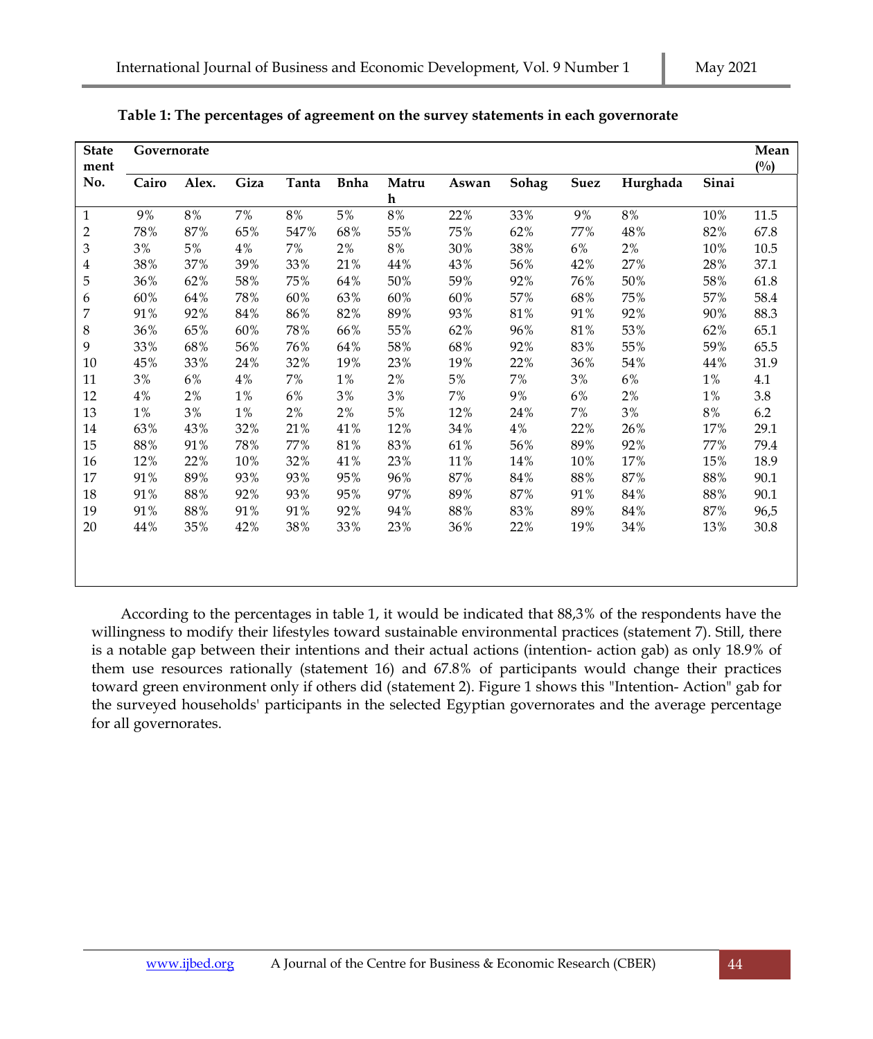**Table 1: The percentages of agreement on the survey statements in each governorate**

| Statement No. | Governorate | | | | | | | | | | | Mean (%) |
|---|---|---|---|---|---|---|---|---|---|---|---|---|
| | Cairo | Alex. | Giza | Tanta | Bnha | Matruh | Aswan | Sohag | Suez | Hurghada | Sinai | |
| 1 | 9% | 8% | 7% | 8% | 5% | 8% | 22% | 33% | 9% | 8% | 10% | 11.5 |
| 2 | 78% | 87% | 65% | 547% | 68% | 55% | 75% | 62% | 77% | 48% | 82% | 67.8 |
| 3 | 3% | 5% | 4% | 7% | 2% | 8% | 30% | 38% | 6% | 2% | 10% | 10.5 |
| 4 | 38% | 37% | 39% | 33% | 21% | 44% | 43% | 56% | 42% | 27% | 28% | 37.1 |
| 5 | 36% | 62% | 58% | 75% | 64% | 50% | 59% | 92% | 76% | 50% | 58% | 61.8 |
| 6 | 60% | 64% | 78% | 60% | 63% | 60% | 60% | 57% | 68% | 75% | 57% | 58.4 |
| 7 | 91% | 92% | 84% | 86% | 82% | 89% | 93% | 81% | 91% | 92% | 90% | 88.3 |
| 8 | 36% | 65% | 60% | 78% | 66% | 55% | 62% | 96% | 81% | 53% | 62% | 65.1 |
| 9 | 33% | 68% | 56% | 76% | 64% | 58% | 68% | 92% | 83% | 55% | 59% | 65.5 |
| 10 | 45% | 33% | 24% | 32% | 19% | 23% | 19% | 22% | 36% | 54% | 44% | 31.9 |
| 11 | 3% | 6% | 4% | 7% | 1% | 2% | 5% | 7% | 3% | 6% | 1% | 4.1 |
| 12 | 4% | 2% | 1% | 6% | 3% | 3% | 7% | 9% | 6% | 2% | 1% | 3.8 |
| 13 | 1% | 3% | 1% | 2% | 2% | 5% | 12% | 24% | 7% | 3% | 8% | 6.2 |
| 14 | 63% | 43% | 32% | 21% | 41% | 12% | 34% | 4% | 22% | 26% | 17% | 29.1 |
| 15 | 88% | 91% | 78% | 77% | 81% | 83% | 61% | 56% | 89% | 92% | 77% | 79.4 |
| 16 | 12% | 22% | 10% | 32% | 41% | 23% | 11% | 14% | 10% | 17% | 15% | 18.9 |
| 17 | 91% | 89% | 93% | 93% | 95% | 96% | 87% | 84% | 88% | 87% | 88% | 90.1 |
| 18 | 91% | 88% | 92% | 93% | 95% | 97% | 89% | 87% | 91% | 84% | 88% | 90.1 |
| 19 | 91% | 88% | 91% | 91% | 92% | 94% | 88% | 83% | 89% | 84% | 87% | 96,5 |
| 20 | 44% | 35% | 42% | 38% | 33% | 23% | 36% | 22% | 19% | 34% | 13% | 30.8 |

According to the percentages in table 1, it would be indicated that 88,3% of the respondents have the willingness to modify their lifestyles toward sustainable environmental practices (statement 7). Still, there is a notable gap between their intentions and their actual actions (intention- action gab) as only 18.9% of them use resources rationally (statement 16) and 67.8% of participants would change their practices toward green environment only if others did (statement 2). Figure 1 shows this "Intention- Action" gab for the surveyed households' participants in the selected Egyptian governorates and the average percentage for all governorates.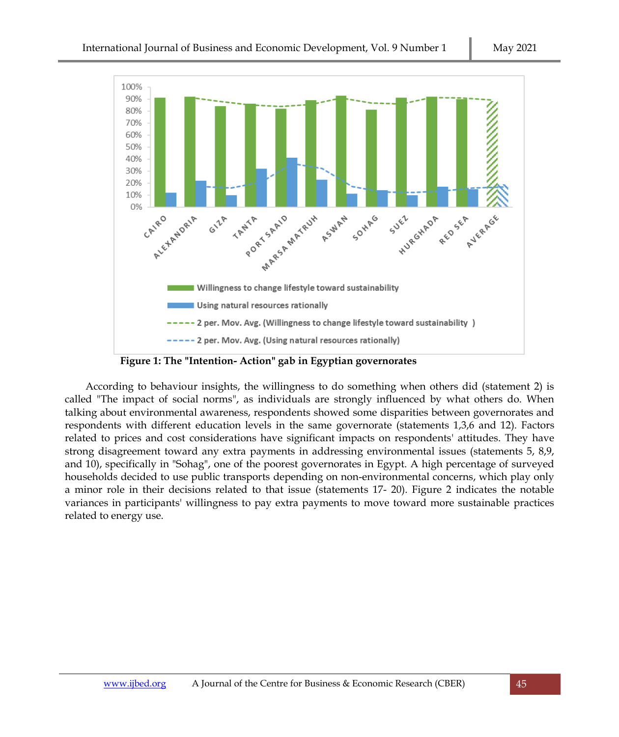Figure 1: The "Intention- Action" gab in Egyptian governorates

According to behaviour insights, the willingness to do something when others did (statement 2) is called "The impact of social norms", as individuals are strongly influenced by what others do. When talking about environmental awareness, respondents showed some disparities between governorates and respondents with different education levels in the same governorate (statements 1,3,6 and 12). Factors related to prices and cost considerations have significant impacts on respondents' attitudes. They have strong disagreement toward any extra payments in addressing environmental issues (statements 5, 8,9, and 10), specifically in "Sohag", one of the poorest governorates in Egypt. A high percentage of surveyed households decided to use public transports depending on non-environmental concerns, which play only a minor role in their decisions related to that issue (statements 17- 20). Figure 2 indicates the notable variances in participants' willingness to pay extra payments to move toward more sustainable practices related to energy use.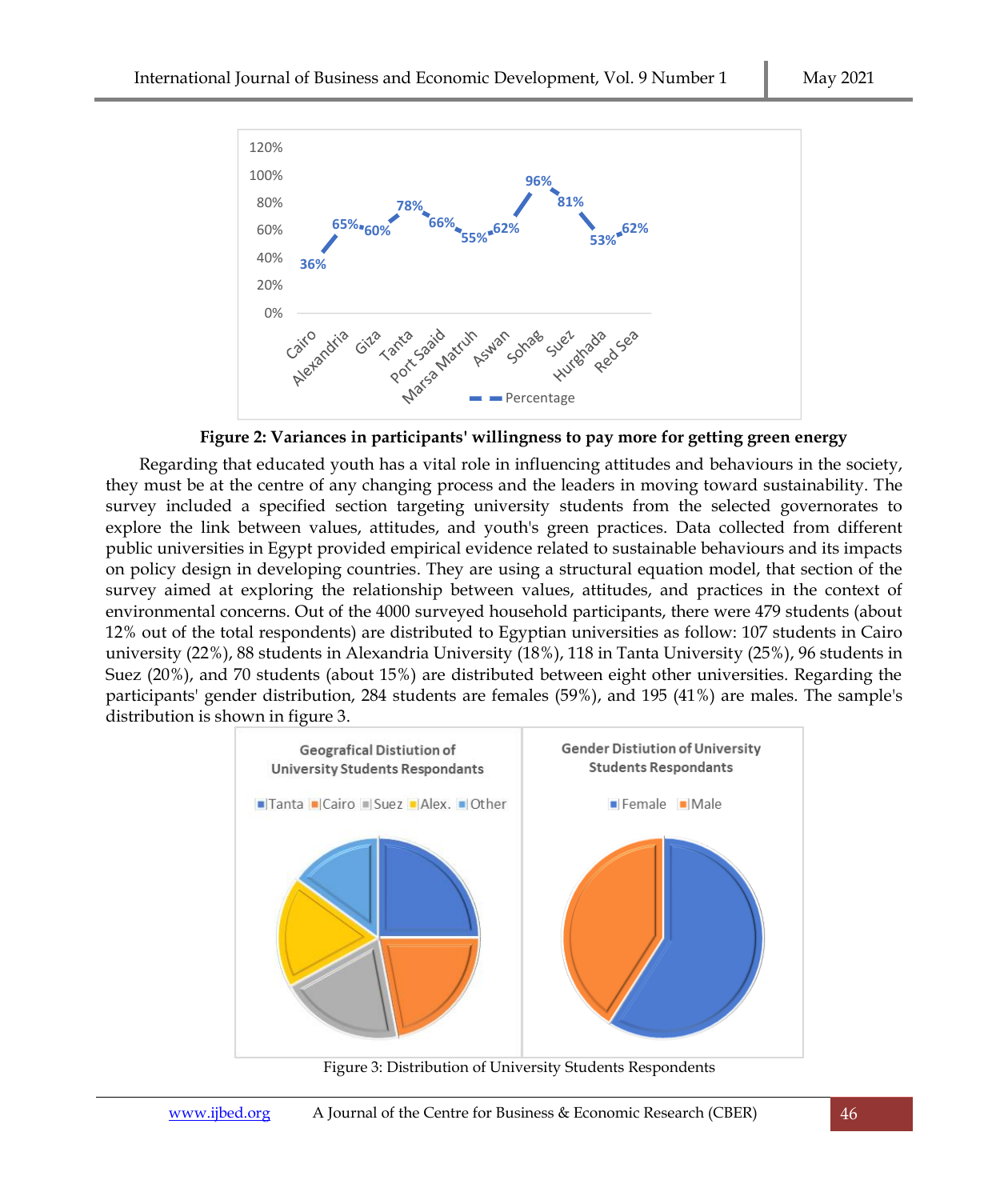**Figure 2: Variances in participants' willingness to pay more for getting green energy**

Regarding that educated youth has a vital role in influencing attitudes and behaviours in the society, they must be at the centre of any changing process and the leaders in moving toward sustainability. The survey included a specified section targeting university students from the selected governorates to explore the link between values, attitudes, and youth's green practices. Data collected from different public universities in Egypt provided empirical evidence related to sustainable behaviours and its impacts on policy design in developing countries. They are using a structural equation model, that section of the survey aimed at exploring the relationship between values, attitudes, and practices in the context of environmental concerns. Out of the 4000 surveyed household participants, there were 479 students (about 12% out of the total respondents) are distributed to Egyptian universities as follow: 107 students in Cairo university (22%), 88 students in Alexandria University (18%), 118 in Tanta University (25%), 96 students in Suez (20%), and 70 students (about 15%) are distributed between eight other universities. Regarding the participants' gender distribution, 284 students are females (59%), and 195 (41%) are males. The sample's distribution is shown in figure 3.

Figure 3: Distribution of University Students Respondents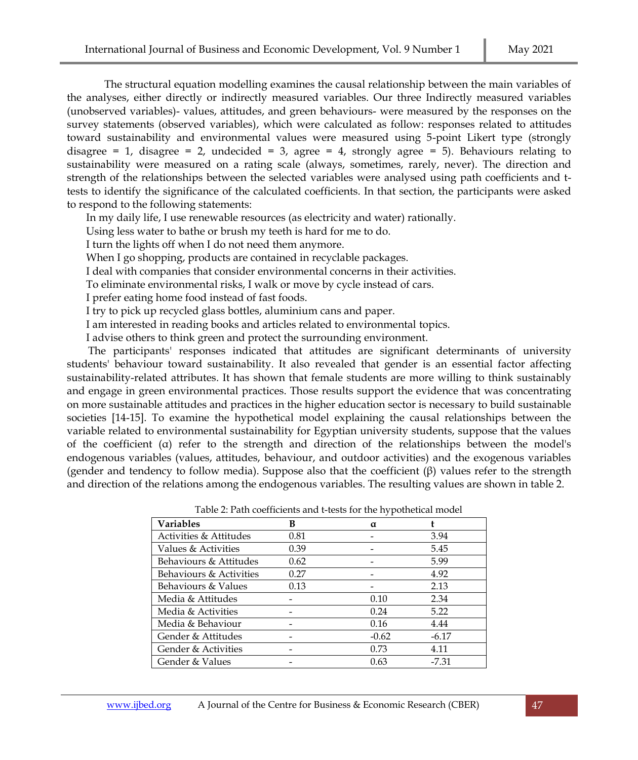The structural equation modelling examines the causal relationship between the main variables of the analyses, either directly or indirectly measured variables. Our three Indirectly measured variables (unobserved variables)- values, attitudes, and green behaviours- were measured by the responses on the survey statements (observed variables), which were calculated as follow: responses related to attitudes toward sustainability and environmental values were measured using 5-point Likert type (strongly disagree = 1, disagree = 2, undecided = 3, agree = 4, strongly agree = 5). Behaviours relating to sustainability were measured on a rating scale (always, sometimes, rarely, never). The direction and strength of the relationships between the selected variables were analysed using path coefficients and t-tests to identify the significance of the calculated coefficients. In that section, the participants were asked to respond to the following statements:

In my daily life, I use renewable resources (as electricity and water) rationally.
Using less water to bathe or brush my teeth is hard for me to do.
I turn the lights off when I do not need them anymore.
When I go shopping, products are contained in recyclable packages.
I deal with companies that consider environmental concerns in their activities.
To eliminate environmental risks, I walk or move by cycle instead of cars.
I prefer eating home food instead of fast foods.
I try to pick up recycled glass bottles, aluminium cans and paper.
I am interested in reading books and articles related to environmental topics.
I advise others to think green and protect the surrounding environment.

The participants' responses indicated that attitudes are significant determinants of university students' behaviour toward sustainability. It also revealed that gender is an essential factor affecting sustainability-related attributes. It has shown that female students are more willing to think sustainably and engage in green environmental practices. Those results support the evidence that was concentrating on more sustainable attitudes and practices in the higher education sector is necessary to build sustainable societies [14-15]. To examine the hypothetical model explaining the causal relationships between the variable related to environmental sustainability for Egyptian university students, suppose that the values of the coefficient (α) refer to the strength and direction of the relationships between the model's endogenous variables (values, attitudes, behaviour, and outdoor activities) and the exogenous variables (gender and tendency to follow media). Suppose also that the coefficient (β) values refer to the strength and direction of the relations among the endogenous variables. The resulting values are shown in table 2.

Table 2: Path coefficients and t-tests for the hypothetical model

| Variables | B | α | t |
|---|---|---|---|
| Activities & Attitudes | 0.81 | - | 3.94 |
| Values & Activities | 0.39 | - | 5.45 |
| Behaviours & Attitudes | 0.62 | - | 5.99 |
| Behaviours & Activities | 0.27 | - | 4.92 |
| Behaviours & Values | 0.13 | - | 2.13 |
| Media & Attitudes | - | 0.10 | 2.34 |
| Media & Activities | - | 0.24 | 5.22 |
| Media & Behaviour | - | 0.16 | 4.44 |
| Gender & Attitudes | - | -0.62 | -6.17 |
| Gender & Activities | - | 0.73 | 4.11 |
| Gender & Values | - | 0.63 | -7.31 |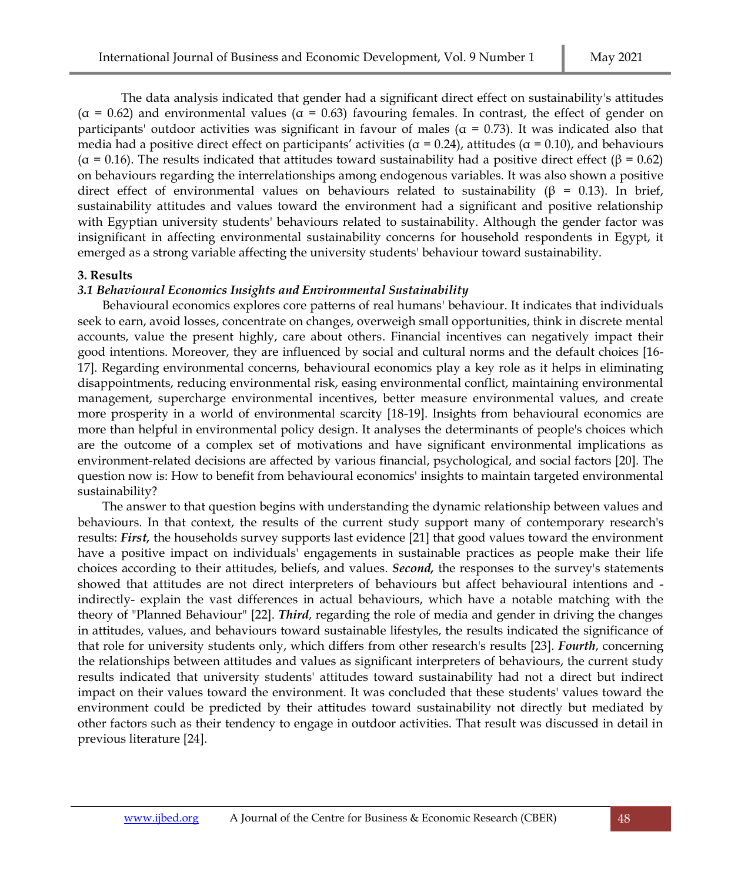The data analysis indicated that gender had a significant direct effect on sustainability's attitudes ($\alpha = 0.62$) and environmental values ($\alpha = 0.63$) favouring females. In contrast, the effect of gender on participants' outdoor activities was significant in favour of males ($\alpha = 0.73$). It was indicated also that media had a positive direct effect on participants' activities ($\alpha = 0.24$), attitudes ($\alpha = 0.10$), and behaviours ($\alpha = 0.16$). The results indicated that attitudes toward sustainability had a positive direct effect ($\beta = 0.62$) on behaviours regarding the interrelationships among endogenous variables. It was also shown a positive direct effect of environmental values on behaviours related to sustainability ($\beta = 0.13$). In brief, sustainability attitudes and values toward the environment had a significant and positive relationship with Egyptian university students' behaviours related to sustainability. Although the gender factor was insignificant in affecting environmental sustainability concerns for household respondents in Egypt, it emerged as a strong variable affecting the university students' behaviour toward sustainability.

## 3. Results

### *3.1 Behavioural Economics Insights and Environmental Sustainability*

Behavioural economics explores core patterns of real humans' behaviour. It indicates that individuals seek to earn, avoid losses, concentrate on changes, overweigh small opportunities, think in discrete mental accounts, value the present highly, care about others. Financial incentives can negatively impact their good intentions. Moreover, they are influenced by social and cultural norms and the default choices [16-17]. Regarding environmental concerns, behavioural economics play a key role as it helps in eliminating disappointments, reducing environmental risk, easing environmental conflict, maintaining environmental management, supercharge environmental incentives, better measure environmental values, and create more prosperity in a world of environmental scarcity [18-19]. Insights from behavioural economics are more than helpful in environmental policy design. It analyses the determinants of people's choices which are the outcome of a complex set of motivations and have significant environmental implications as environment-related decisions are affected by various financial, psychological, and social factors [20]. The question now is: How to benefit from behavioural economics' insights to maintain targeted environmental sustainability?

The answer to that question begins with understanding the dynamic relationship between values and behaviours. In that context, the results of the current study support many of contemporary research's results: ***First,*** the households survey supports last evidence [21] that good values toward the environment have a positive impact on individuals' engagements in sustainable practices as people make their life choices according to their attitudes, beliefs, and values. ***Second,*** the responses to the survey's statements showed that attitudes are not direct interpreters of behaviours but affect behavioural intentions and -indirectly- explain the vast differences in actual behaviours, which have a notable matching with the theory of "Planned Behaviour" [22]. ***Third***, regarding the role of media and gender in driving the changes in attitudes, values, and behaviours toward sustainable lifestyles, the results indicated the significance of that role for university students only, which differs from other research's results [23]. ***Fourth***, concerning the relationships between attitudes and values as significant interpreters of behaviours, the current study results indicated that university students' attitudes toward sustainability had not a direct but indirect impact on their values toward the environment. It was concluded that these students' values toward the environment could be predicted by their attitudes toward sustainability not directly but mediated by other factors such as their tendency to engage in outdoor activities. That result was discussed in detail in previous literature [24].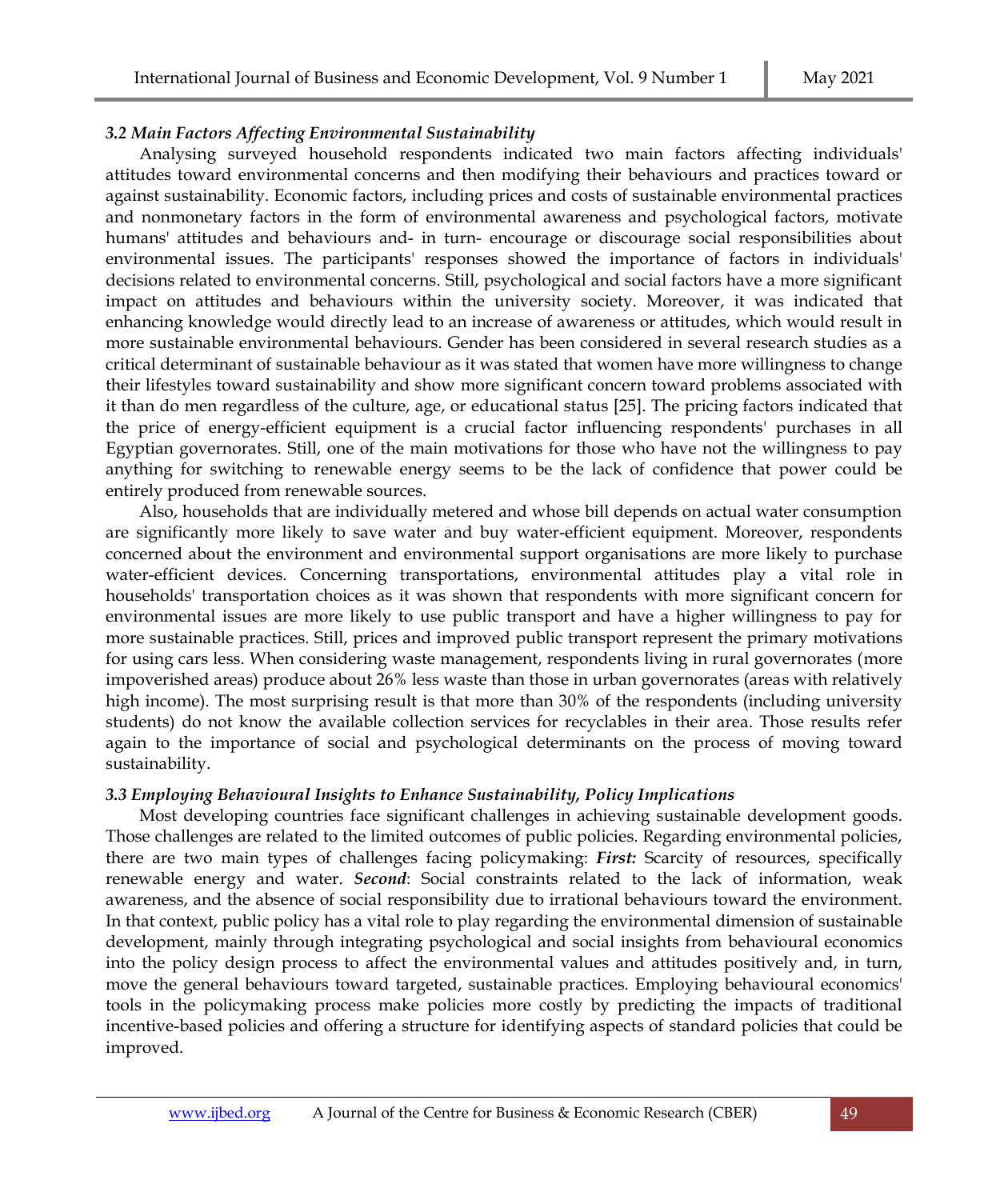### *3.2 Main Factors Affecting Environmental Sustainability*

Analysing surveyed household respondents indicated two main factors affecting individuals' attitudes toward environmental concerns and then modifying their behaviours and practices toward or against sustainability. Economic factors, including prices and costs of sustainable environmental practices and nonmonetary factors in the form of environmental awareness and psychological factors, motivate humans' attitudes and behaviours and- in turn- encourage or discourage social responsibilities about environmental issues. The participants' responses showed the importance of factors in individuals' decisions related to environmental concerns. Still, psychological and social factors have a more significant impact on attitudes and behaviours within the university society. Moreover, it was indicated that enhancing knowledge would directly lead to an increase of awareness or attitudes, which would result in more sustainable environmental behaviours. Gender has been considered in several research studies as a critical determinant of sustainable behaviour as it was stated that women have more willingness to change their lifestyles toward sustainability and show more significant concern toward problems associated with it than do men regardless of the culture, age, or educational status [25]. The pricing factors indicated that the price of energy-efficient equipment is a crucial factor influencing respondents' purchases in all Egyptian governorates. Still, one of the main motivations for those who have not the willingness to pay anything for switching to renewable energy seems to be the lack of confidence that power could be entirely produced from renewable sources.

Also, households that are individually metered and whose bill depends on actual water consumption are significantly more likely to save water and buy water-efficient equipment. Moreover, respondents concerned about the environment and environmental support organisations are more likely to purchase water-efficient devices. Concerning transportations, environmental attitudes play a vital role in households' transportation choices as it was shown that respondents with more significant concern for environmental issues are more likely to use public transport and have a higher willingness to pay for more sustainable practices. Still, prices and improved public transport represent the primary motivations for using cars less. When considering waste management, respondents living in rural governorates (more impoverished areas) produce about 26% less waste than those in urban governorates (areas with relatively high income). The most surprising result is that more than 30% of the respondents (including university students) do not know the available collection services for recyclables in their area. Those results refer again to the importance of social and psychological determinants on the process of moving toward sustainability.

### *3.3 Employing Behavioural Insights to Enhance Sustainability, Policy Implications*

Most developing countries face significant challenges in achieving sustainable development goods. Those challenges are related to the limited outcomes of public policies. Regarding environmental policies, there are two main types of challenges facing policymaking: ***First:*** Scarcity of resources, specifically renewable energy and water. ***Second***: Social constraints related to the lack of information, weak awareness, and the absence of social responsibility due to irrational behaviours toward the environment. In that context, public policy has a vital role to play regarding the environmental dimension of sustainable development, mainly through integrating psychological and social insights from behavioural economics into the policy design process to affect the environmental values and attitudes positively and, in turn, move the general behaviours toward targeted, sustainable practices. Employing behavioural economics' tools in the policymaking process make policies more costly by predicting the impacts of traditional incentive-based policies and offering a structure for identifying aspects of standard policies that could be improved.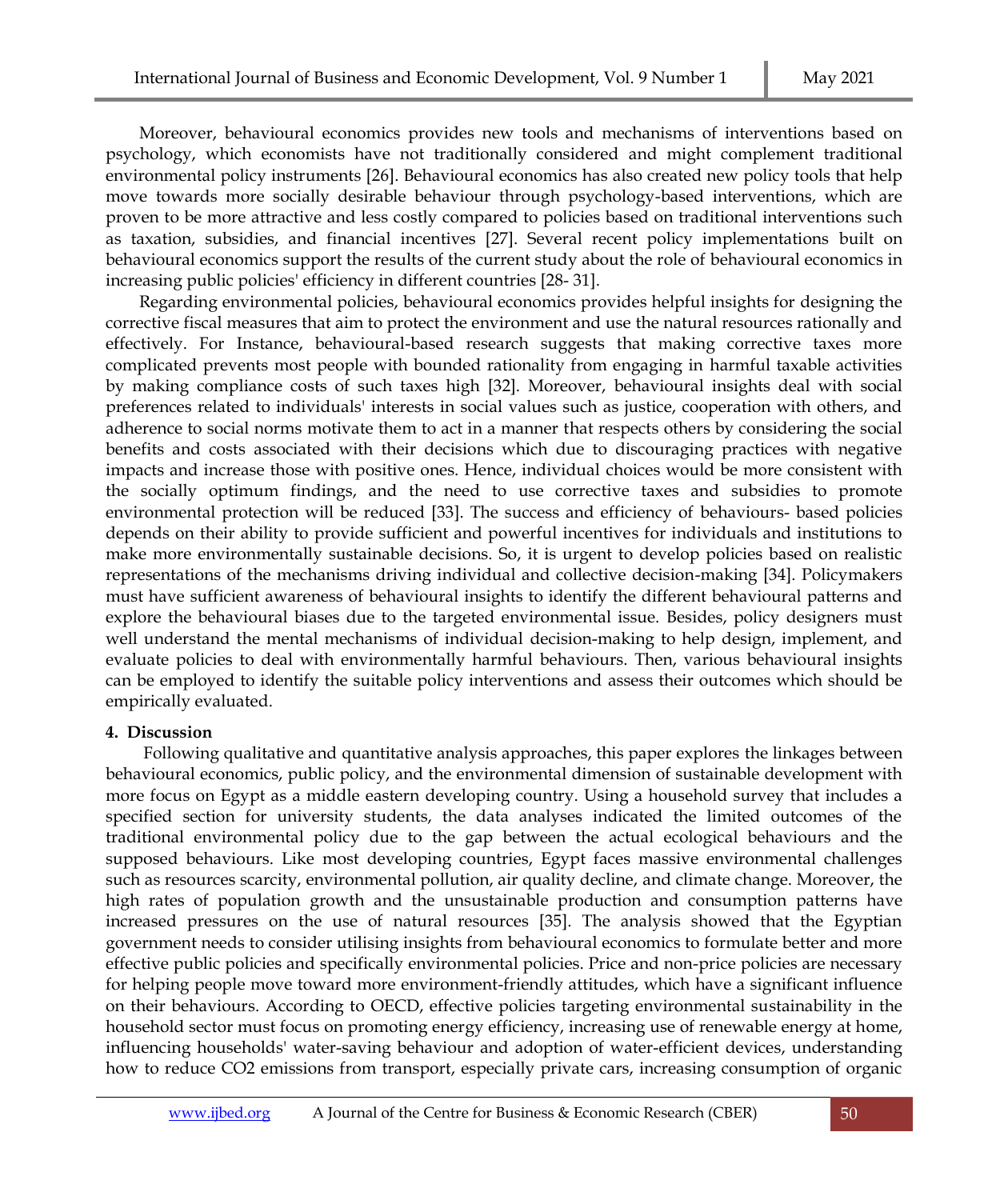Moreover, behavioural economics provides new tools and mechanisms of interventions based on psychology, which economists have not traditionally considered and might complement traditional environmental policy instruments [26]. Behavioural economics has also created new policy tools that help move towards more socially desirable behaviour through psychology-based interventions, which are proven to be more attractive and less costly compared to policies based on traditional interventions such as taxation, subsidies, and financial incentives [27]. Several recent policy implementations built on behavioural economics support the results of the current study about the role of behavioural economics in increasing public policies' efficiency in different countries [28- 31].

Regarding environmental policies, behavioural economics provides helpful insights for designing the corrective fiscal measures that aim to protect the environment and use the natural resources rationally and effectively. For Instance, behavioural-based research suggests that making corrective taxes more complicated prevents most people with bounded rationality from engaging in harmful taxable activities by making compliance costs of such taxes high [32]. Moreover, behavioural insights deal with social preferences related to individuals' interests in social values such as justice, cooperation with others, and adherence to social norms motivate them to act in a manner that respects others by considering the social benefits and costs associated with their decisions which due to discouraging practices with negative impacts and increase those with positive ones. Hence, individual choices would be more consistent with the socially optimum findings, and the need to use corrective taxes and subsidies to promote environmental protection will be reduced [33]. The success and efficiency of behaviours- based policies depends on their ability to provide sufficient and powerful incentives for individuals and institutions to make more environmentally sustainable decisions. So, it is urgent to develop policies based on realistic representations of the mechanisms driving individual and collective decision-making [34]. Policymakers must have sufficient awareness of behavioural insights to identify the different behavioural patterns and explore the behavioural biases due to the targeted environmental issue. Besides, policy designers must well understand the mental mechanisms of individual decision-making to help design, implement, and evaluate policies to deal with environmentally harmful behaviours. Then, various behavioural insights can be employed to identify the suitable policy interventions and assess their outcomes which should be empirically evaluated.

## 4. Discussion

Following qualitative and quantitative analysis approaches, this paper explores the linkages between behavioural economics, public policy, and the environmental dimension of sustainable development with more focus on Egypt as a middle eastern developing country. Using a household survey that includes a specified section for university students, the data analyses indicated the limited outcomes of the traditional environmental policy due to the gap between the actual ecological behaviours and the supposed behaviours. Like most developing countries, Egypt faces massive environmental challenges such as resources scarcity, environmental pollution, air quality decline, and climate change. Moreover, the high rates of population growth and the unsustainable production and consumption patterns have increased pressures on the use of natural resources [35]. The analysis showed that the Egyptian government needs to consider utilising insights from behavioural economics to formulate better and more effective public policies and specifically environmental policies. Price and non-price policies are necessary for helping people move toward more environment-friendly attitudes, which have a significant influence on their behaviours. According to OECD, effective policies targeting environmental sustainability in the household sector must focus on promoting energy efficiency, increasing use of renewable energy at home, influencing households' water-saving behaviour and adoption of water-efficient devices, understanding how to reduce $CO_2$ emissions from transport, especially private cars, increasing consumption of organic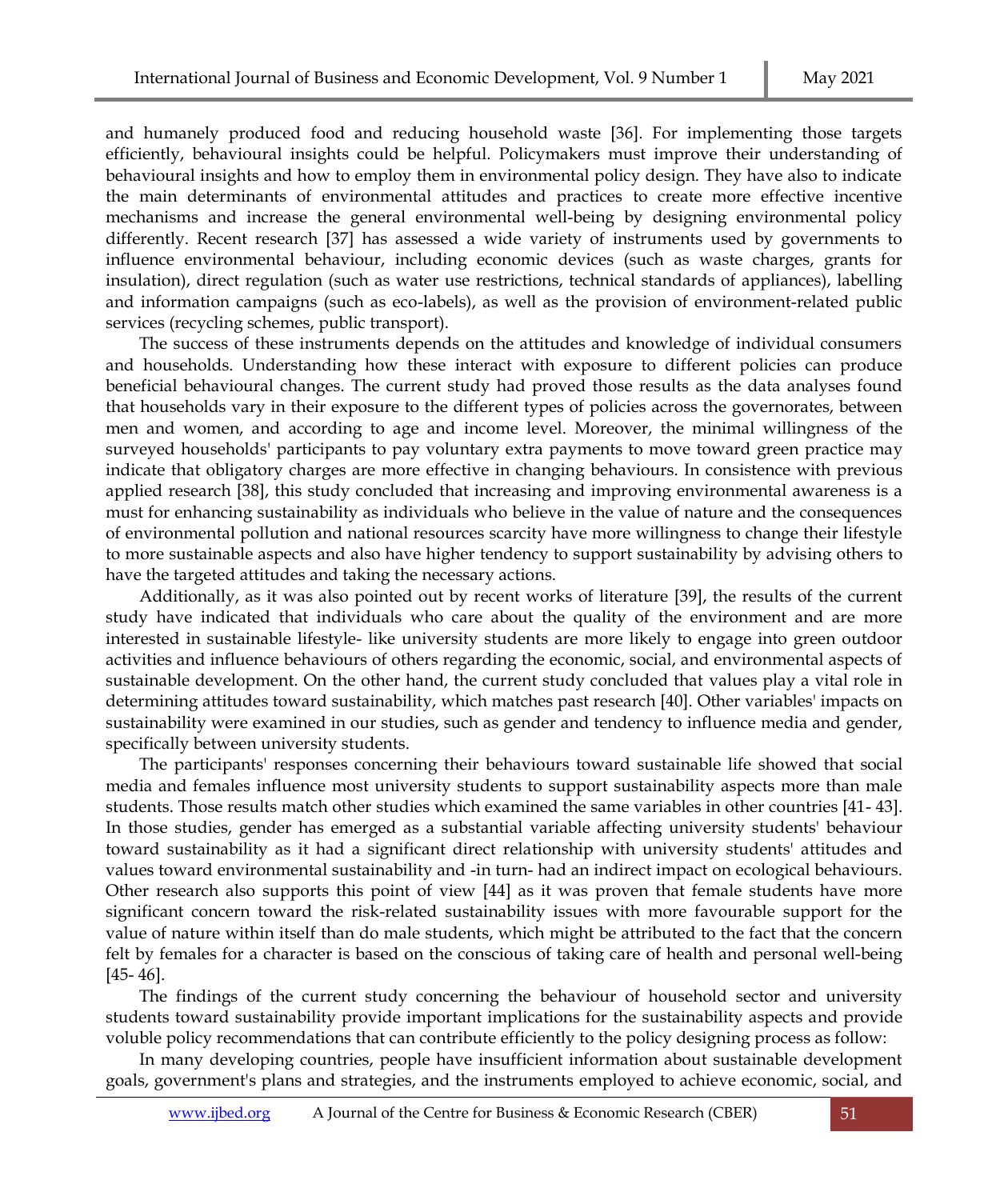and humanely produced food and reducing household waste [36]. For implementing those targets efficiently, behavioural insights could be helpful. Policymakers must improve their understanding of behavioural insights and how to employ them in environmental policy design. They have also to indicate the main determinants of environmental attitudes and practices to create more effective incentive mechanisms and increase the general environmental well-being by designing environmental policy differently. Recent research [37] has assessed a wide variety of instruments used by governments to influence environmental behaviour, including economic devices (such as waste charges, grants for insulation), direct regulation (such as water use restrictions, technical standards of appliances), labelling and information campaigns (such as eco-labels), as well as the provision of environment-related public services (recycling schemes, public transport).

The success of these instruments depends on the attitudes and knowledge of individual consumers and households. Understanding how these interact with exposure to different policies can produce beneficial behavioural changes. The current study had proved those results as the data analyses found that households vary in their exposure to the different types of policies across the governorates, between men and women, and according to age and income level. Moreover, the minimal willingness of the surveyed households' participants to pay voluntary extra payments to move toward green practice may indicate that obligatory charges are more effective in changing behaviours. In consistence with previous applied research [38], this study concluded that increasing and improving environmental awareness is a must for enhancing sustainability as individuals who believe in the value of nature and the consequences of environmental pollution and national resources scarcity have more willingness to change their lifestyle to more sustainable aspects and also have higher tendency to support sustainability by advising others to have the targeted attitudes and taking the necessary actions.

Additionally, as it was also pointed out by recent works of literature [39], the results of the current study have indicated that individuals who care about the quality of the environment and are more interested in sustainable lifestyle- like university students are more likely to engage into green outdoor activities and influence behaviours of others regarding the economic, social, and environmental aspects of sustainable development. On the other hand, the current study concluded that values play a vital role in determining attitudes toward sustainability, which matches past research [40]. Other variables' impacts on sustainability were examined in our studies, such as gender and tendency to influence media and gender, specifically between university students.

The participants' responses concerning their behaviours toward sustainable life showed that social media and females influence most university students to support sustainability aspects more than male students. Those results match other studies which examined the same variables in other countries [41- 43]. In those studies, gender has emerged as a substantial variable affecting university students' behaviour toward sustainability as it had a significant direct relationship with university students' attitudes and values toward environmental sustainability and -in turn- had an indirect impact on ecological behaviours. Other research also supports this point of view [44] as it was proven that female students have more significant concern toward the risk-related sustainability issues with more favourable support for the value of nature within itself than do male students, which might be attributed to the fact that the concern felt by females for a character is based on the conscious of taking care of health and personal well-being [45- 46].

The findings of the current study concerning the behaviour of household sector and university students toward sustainability provide important implications for the sustainability aspects and provide voluble policy recommendations that can contribute efficiently to the policy designing process as follow:

In many developing countries, people have insufficient information about sustainable development goals, government's plans and strategies, and the instruments employed to achieve economic, social, and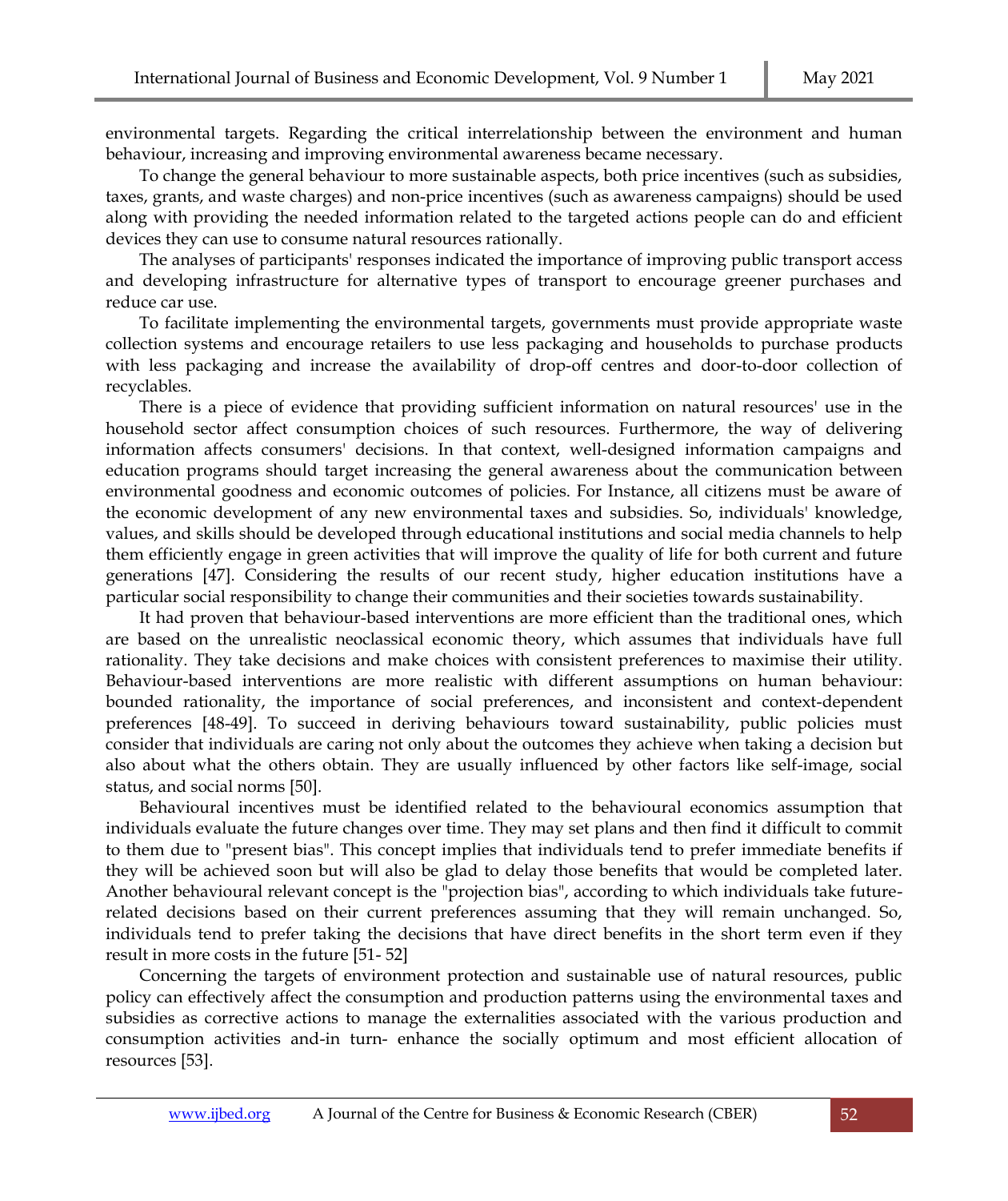environmental targets. Regarding the critical interrelationship between the environment and human behaviour, increasing and improving environmental awareness became necessary.

To change the general behaviour to more sustainable aspects, both price incentives (such as subsidies, taxes, grants, and waste charges) and non-price incentives (such as awareness campaigns) should be used along with providing the needed information related to the targeted actions people can do and efficient devices they can use to consume natural resources rationally.

The analyses of participants' responses indicated the importance of improving public transport access and developing infrastructure for alternative types of transport to encourage greener purchases and reduce car use.

To facilitate implementing the environmental targets, governments must provide appropriate waste collection systems and encourage retailers to use less packaging and households to purchase products with less packaging and increase the availability of drop-off centres and door-to-door collection of recyclables.

There is a piece of evidence that providing sufficient information on natural resources' use in the household sector affect consumption choices of such resources. Furthermore, the way of delivering information affects consumers' decisions. In that context, well-designed information campaigns and education programs should target increasing the general awareness about the communication between environmental goodness and economic outcomes of policies. For Instance, all citizens must be aware of the economic development of any new environmental taxes and subsidies. So, individuals' knowledge, values, and skills should be developed through educational institutions and social media channels to help them efficiently engage in green activities that will improve the quality of life for both current and future generations [47]. Considering the results of our recent study, higher education institutions have a particular social responsibility to change their communities and their societies towards sustainability.

It had proven that behaviour-based interventions are more efficient than the traditional ones, which are based on the unrealistic neoclassical economic theory, which assumes that individuals have full rationality. They take decisions and make choices with consistent preferences to maximise their utility. Behaviour-based interventions are more realistic with different assumptions on human behaviour: bounded rationality, the importance of social preferences, and inconsistent and context-dependent preferences [48-49]. To succeed in deriving behaviours toward sustainability, public policies must consider that individuals are caring not only about the outcomes they achieve when taking a decision but also about what the others obtain. They are usually influenced by other factors like self-image, social status, and social norms [50].

Behavioural incentives must be identified related to the behavioural economics assumption that individuals evaluate the future changes over time. They may set plans and then find it difficult to commit to them due to "present bias". This concept implies that individuals tend to prefer immediate benefits if they will be achieved soon but will also be glad to delay those benefits that would be completed later. Another behavioural relevant concept is the "projection bias", according to which individuals take future-related decisions based on their current preferences assuming that they will remain unchanged. So, individuals tend to prefer taking the decisions that have direct benefits in the short term even if they result in more costs in the future [51- 52]

Concerning the targets of environment protection and sustainable use of natural resources, public policy can effectively affect the consumption and production patterns using the environmental taxes and subsidies as corrective actions to manage the externalities associated with the various production and consumption activities and-in turn- enhance the socially optimum and most efficient allocation of resources [53].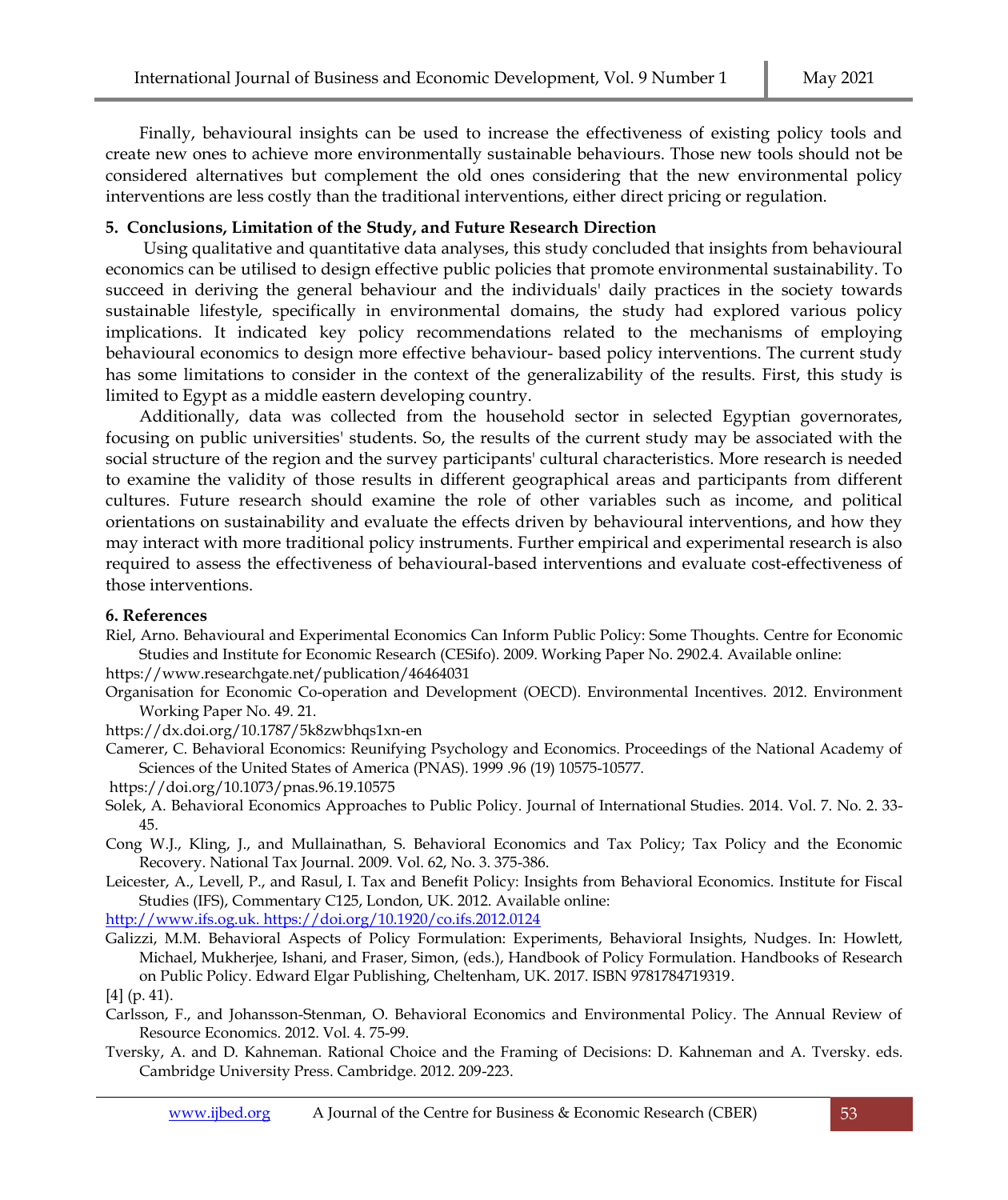Finally, behavioural insights can be used to increase the effectiveness of existing policy tools and create new ones to achieve more environmentally sustainable behaviours. Those new tools should not be considered alternatives but complement the old ones considering that the new environmental policy interventions are less costly than the traditional interventions, either direct pricing or regulation.

## 5. Conclusions, Limitation of the Study, and Future Research Direction

Using qualitative and quantitative data analyses, this study concluded that insights from behavioural economics can be utilised to design effective public policies that promote environmental sustainability. To succeed in deriving the general behaviour and the individuals' daily practices in the society towards sustainable lifestyle, specifically in environmental domains, the study had explored various policy implications. It indicated key policy recommendations related to the mechanisms of employing behavioural economics to design more effective behaviour- based policy interventions. The current study has some limitations to consider in the context of the generalizability of the results. First, this study is limited to Egypt as a middle eastern developing country.

Additionally, data was collected from the household sector in selected Egyptian governorates, focusing on public universities' students. So, the results of the current study may be associated with the social structure of the region and the survey participants' cultural characteristics. More research is needed to examine the validity of those results in different geographical areas and participants from different cultures. Future research should examine the role of other variables such as income, and political orientations on sustainability and evaluate the effects driven by behavioural interventions, and how they may interact with more traditional policy instruments. Further empirical and experimental research is also required to assess the effectiveness of behavioural-based interventions and evaluate cost-effectiveness of those interventions.

## 6. References

Riel, Arno. Behavioural and Experimental Economics Can Inform Public Policy: Some Thoughts. Centre for Economic Studies and Institute for Economic Research (CESifo). 2009. Working Paper No. 2902.4. Available online:
https://www.researchgate.net/publication/46464031

Organisation for Economic Co-operation and Development (OECD). Environmental Incentives. 2012. Environment Working Paper No. 49. 21.
https://dx.doi.org/10.1787/5k8zwbhqs1xn-en

Camerer, C. Behavioral Economics: Reunifying Psychology and Economics. Proceedings of the National Academy of Sciences of the United States of America (PNAS). 1999 .96 (19) 10575-10577.
https://doi.org/10.1073/pnas.96.19.10575

Solek, A. Behavioral Economics Approaches to Public Policy. Journal of International Studies. 2014. Vol. 7. No. 2. 33-45.

Cong W.J., Kling, J., and Mullainathan, S. Behavioral Economics and Tax Policy; Tax Policy and the Economic Recovery. National Tax Journal. 2009. Vol. 62, No. 3. 375-386.

Leicester, A., Levell, P., and Rasul, I. Tax and Benefit Policy: Insights from Behavioral Economics. Institute for Fiscal Studies (IFS), Commentary C125, London, UK. 2012. Available online:
http://www.ifs.og.uk. https://doi.org/10.1920/co.ifs.2012.0124

Galizzi, M.M. Behavioral Aspects of Policy Formulation: Experiments, Behavioral Insights, Nudges. In: Howlett, Michael, Mukherjee, Ishani, and Fraser, Simon, (eds.), Handbook of Policy Formulation. Handbooks of Research on Public Policy. Edward Elgar Publishing, Cheltenham, UK. 2017. ISBN 9781784719319.
[4] (p. 41).

Carlsson, F., and Johansson-Stenman, O. Behavioral Economics and Environmental Policy. The Annual Review of Resource Economics. 2012. Vol. 4. 75-99.

Tversky, A. and D. Kahneman. Rational Choice and the Framing of Decisions: D. Kahneman and A. Tversky. eds. Cambridge University Press. Cambridge. 2012. 209-223.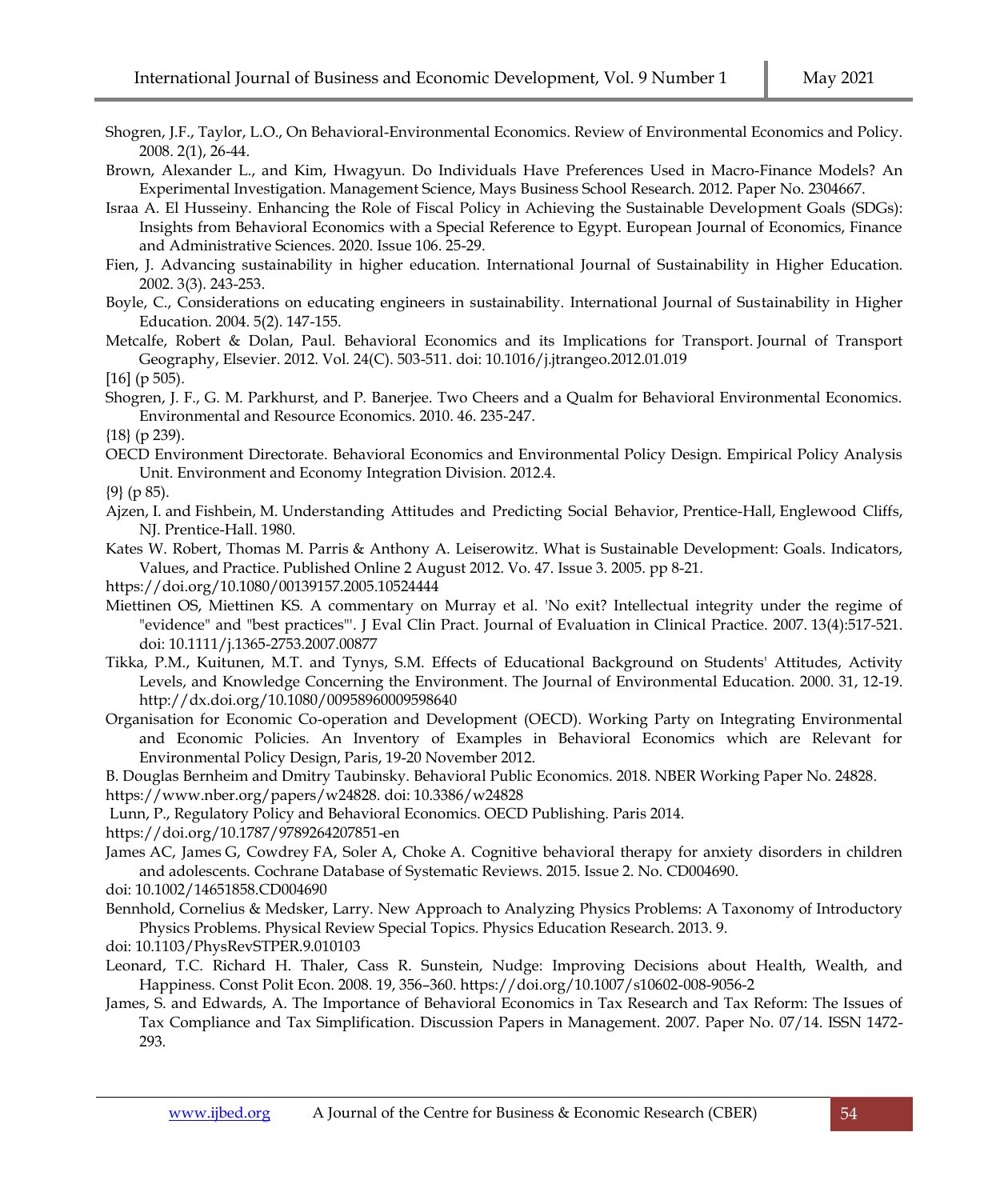Shogren, J.F., Taylor, L.O., On Behavioral-Environmental Economics. Review of Environmental Economics and Policy. 2008. 2(1), 26-44.

Brown, Alexander L., and Kim, Hwagyun. Do Individuals Have Preferences Used in Macro-Finance Models? An Experimental Investigation. Management Science, Mays Business School Research. 2012. Paper No. 2304667.

Israa A. El Husseiny. Enhancing the Role of Fiscal Policy in Achieving the Sustainable Development Goals (SDGs): Insights from Behavioral Economics with a Special Reference to Egypt. European Journal of Economics, Finance and Administrative Sciences. 2020. Issue 106. 25-29.

Fien, J. Advancing sustainability in higher education. International Journal of Sustainability in Higher Education. 2002. 3(3). 243-253.

Boyle, C., Considerations on educating engineers in sustainability. International Journal of Sustainability in Higher Education. 2004. 5(2). 147-155.

Metcalfe, Robert & Dolan, Paul. Behavioral Economics and its Implications for Transport. Journal of Transport Geography, Elsevier. 2012. Vol. 24(C). 503-511. doi: 10.1016/j.jtrangeo.2012.01.019

[16] (p 505).

Shogren, J. F., G. M. Parkhurst, and P. Banerjee. Two Cheers and a Qualm for Behavioral Environmental Economics. Environmental and Resource Economics. 2010. 46. 235-247.

{18} (p 239).

OECD Environment Directorate. Behavioral Economics and Environmental Policy Design. Empirical Policy Analysis Unit. Environment and Economy Integration Division. 2012.4.

{9} (p 85).

Ajzen, I. and Fishbein, M. Understanding Attitudes and Predicting Social Behavior, Prentice-Hall, Englewood Cliffs, NJ. Prentice-Hall. 1980.

Kates W. Robert, Thomas M. Parris & Anthony A. Leiserowitz. What is Sustainable Development: Goals. Indicators, Values, and Practice. Published Online 2 August 2012. Vo. 47. Issue 3. 2005. pp 8-21.

https://doi.org/10.1080/00139157.2005.10524444

Miettinen OS, Miettinen KS. A commentary on Murray et al. 'No exit? Intellectual integrity under the regime of "evidence" and "best practices"'. J Eval Clin Pract. Journal of Evaluation in Clinical Practice. 2007. 13(4):517-521. doi: 10.1111/j.1365-2753.2007.00877

Tikka, P.M., Kuitunen, M.T. and Tynys, S.M. Effects of Educational Background on Students' Attitudes, Activity Levels, and Knowledge Concerning the Environment. The Journal of Environmental Education. 2000. 31, 12-19. http://dx.doi.org/10.1080/00958960009598640

Organisation for Economic Co-operation and Development (OECD). Working Party on Integrating Environmental and Economic Policies. An Inventory of Examples in Behavioral Economics which are Relevant for Environmental Policy Design, Paris, 19-20 November 2012.

B. Douglas Bernheim and Dmitry Taubinsky. Behavioral Public Economics. 2018. NBER Working Paper No. 24828.

https://www.nber.org/papers/w24828. doi: 10.3386/w24828

Lunn, P., Regulatory Policy and Behavioral Economics. OECD Publishing. Paris 2014.

https://doi.org/10.1787/9789264207851-en

James AC, James G, Cowdrey FA, Soler A, Choke A. Cognitive behavioral therapy for anxiety disorders in children and adolescents. Cochrane Database of Systematic Reviews. 2015. Issue 2. No. CD004690.

doi: 10.1002/14651858.CD004690

Bennhold, Cornelius & Medsker, Larry. New Approach to Analyzing Physics Problems: A Taxonomy of Introductory Physics Problems. Physical Review Special Topics. Physics Education Research. 2013. 9.

doi: 10.1103/PhysRevSTPER.9.010103

Leonard, T.C. Richard H. Thaler, Cass R. Sunstein, Nudge: Improving Decisions about Health, Wealth, and Happiness. Const Polit Econ. 2008. 19, 356–360. https://doi.org/10.1007/s10602-008-9056-2

James, S. and Edwards, A. The Importance of Behavioral Economics in Tax Research and Tax Reform: The Issues of Tax Compliance and Tax Simplification. Discussion Papers in Management. 2007. Paper No. 07/14. ISSN 1472-293.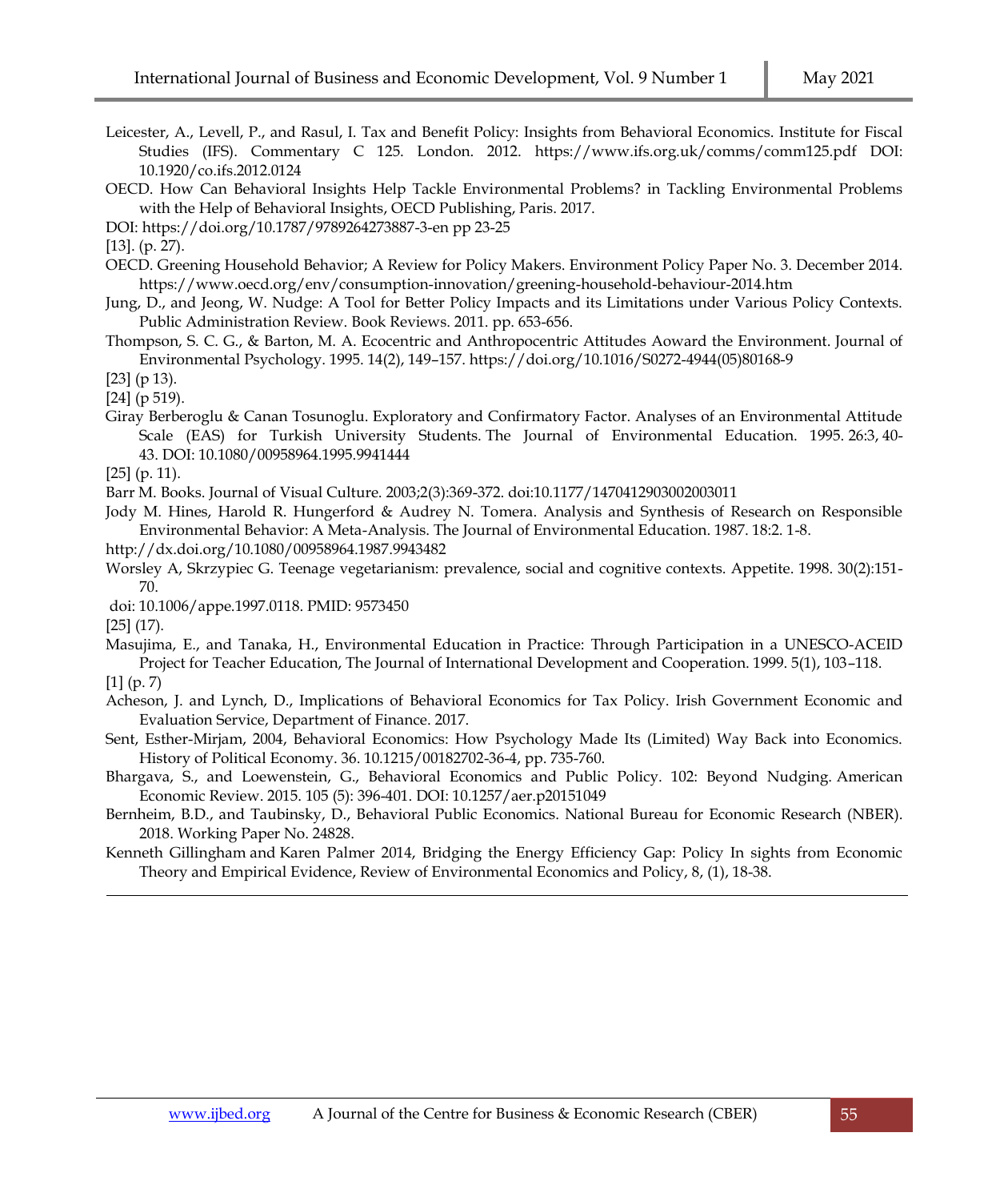Leicester, A., Levell, P., and Rasul, I. Tax and Benefit Policy: Insights from Behavioral Economics. Institute for Fiscal Studies (IFS). Commentary C 125. London. 2012. https://www.ifs.org.uk/comms/comm125.pdf DOI: 10.1920/co.ifs.2012.0124

OECD. How Can Behavioral Insights Help Tackle Environmental Problems? in Tackling Environmental Problems with the Help of Behavioral Insights, OECD Publishing, Paris. 2017.

DOI: https://doi.org/10.1787/9789264273887-3-en pp 23-25

[13]. (p. 27).

OECD. Greening Household Behavior; A Review for Policy Makers. Environment Policy Paper No. 3. December 2014. https://www.oecd.org/env/consumption-innovation/greening-household-behaviour-2014.htm

Jung, D., and Jeong, W. Nudge: A Tool for Better Policy Impacts and its Limitations under Various Policy Contexts. Public Administration Review. Book Reviews. 2011. pp. 653-656.

Thompson, S. C. G., & Barton, M. A. Ecocentric and Anthropocentric Attitudes Aoward the Environment. Journal of Environmental Psychology. 1995. 14(2), 149–157. https://doi.org/10.1016/S0272-4944(05)80168-9

[23] (p 13).

[24] (p 519).

Giray Berberoglu & Canan Tosunoglu. Exploratory and Confirmatory Factor. Analyses of an Environmental Attitude Scale (EAS) for Turkish University Students. The Journal of Environmental Education. 1995. 26:3, 40-43. DOI: 10.1080/00958964.1995.9941444

[25] (p. 11).

Barr M. Books. Journal of Visual Culture. 2003;2(3):369-372. doi:10.1177/1470412903002003011

Jody M. Hines, Harold R. Hungerford & Audrey N. Tomera. Analysis and Synthesis of Research on Responsible Environmental Behavior: A Meta-Analysis. The Journal of Environmental Education. 1987. 18:2. 1-8.

http://dx.doi.org/10.1080/00958964.1987.9943482

Worsley A, Skrzypiec G. Teenage vegetarianism: prevalence, social and cognitive contexts. Appetite. 1998. 30(2):151-70.

doi: 10.1006/appe.1997.0118. PMID: 9573450

[25] (17).

Masujima, E., and Tanaka, H., Environmental Education in Practice: Through Participation in a UNESCO-ACEID Project for Teacher Education, The Journal of International Development and Cooperation. 1999. 5(1), 103–118.

[1] (p. 7)

Acheson, J. and Lynch, D., Implications of Behavioral Economics for Tax Policy. Irish Government Economic and Evaluation Service, Department of Finance. 2017.

Sent, Esther-Mirjam, 2004, Behavioral Economics: How Psychology Made Its (Limited) Way Back into Economics. History of Political Economy. 36. 10.1215/00182702-36-4, pp. 735-760.

Bhargava, S., and Loewenstein, G., Behavioral Economics and Public Policy. 102: Beyond Nudging. American Economic Review. 2015. 105 (5): 396-401. DOI: 10.1257/aer.p20151049

Bernheim, B.D., and Taubinsky, D., Behavioral Public Economics. National Bureau for Economic Research (NBER). 2018. Working Paper No. 24828.

Kenneth Gillingham and Karen Palmer 2014, Bridging the Energy Efficiency Gap: Policy In sights from Economic Theory and Empirical Evidence, Review of Environmental Economics and Policy, 8, (1), 18-38.